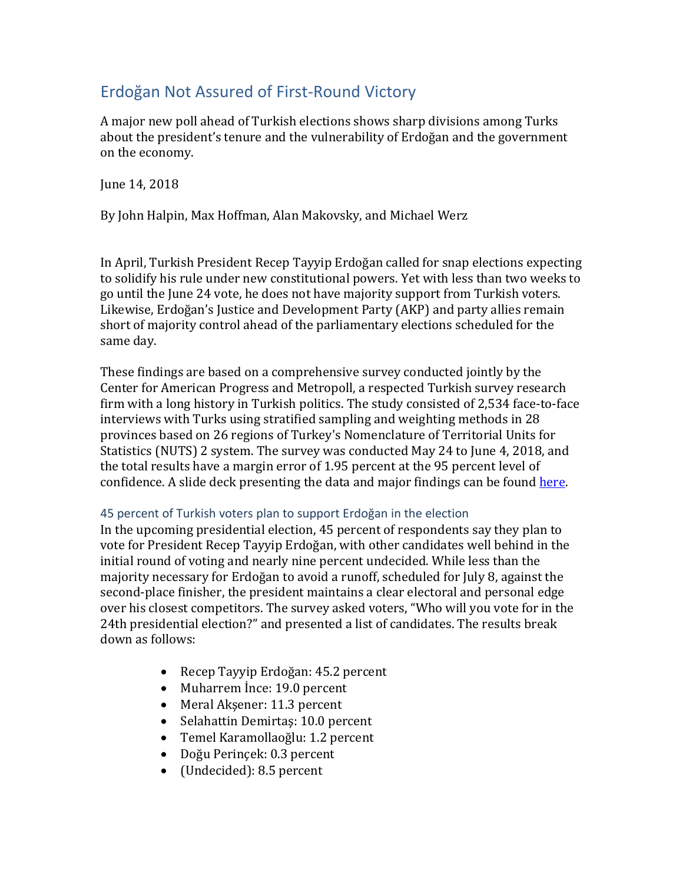# Erdoğan Not Assured of First-Round Victory

A major new poll ahead of Turkish elections shows sharp divisions among Turks about the president's tenure and the vulnerability of Erdoğan and the government on the economy.

June 14, 2018

By John Halpin, Max Hoffman, Alan Makovsky, and Michael Werz

In April, Turkish President Recep Tayyip Erdoğan called for snap elections expecting to solidify his rule under new constitutional powers. Yet with less than two weeks to go until the June 24 vote, he does not have majority support from Turkish voters. Likewise, Erdoğan's Justice and Development Party (AKP) and party allies remain short of majority control ahead of the parliamentary elections scheduled for the same day.

These findings are based on a comprehensive survey conducted jointly by the Center for American Progress and Metropoll, a respected Turkish survey research firm with a long history in Turkish politics. The study consisted of 2,534 face-to-face interviews with Turks using stratified sampling and weighting methods in 28 provinces based on 26 regions of Turkey's Nomenclature of Territorial Units for Statistics (NUTS) 2 system. The survey was conducted May 24 to June 4, 2018, and the total results have a margin error of 1.95 percent at the 95 percent level of confidence. A slide deck presenting the data and major findings can be found here.

## 45 percent of Turkish voters plan to support Erdoğan in the election

In the upcoming presidential election, 45 percent of respondents say they plan to vote for President Recep Tayyip Erdoğan, with other candidates well behind in the initial round of voting and nearly nine percent undecided. While less than the majority necessary for Erdoğan to avoid a runoff, scheduled for July 8, against the second-place finisher, the president maintains a clear electoral and personal edge over his closest competitors. The survey asked voters, "Who will you vote for in the 24th presidential election?" and presented a list of candidates. The results break down as follows:

- Recep Tayyip Erdoğan: 45.2 percent
- Muharrem İnce: 19.0 percent
- Meral Akşener: 11.3 percent
- Selahattin Demirtaş: 10.0 percent
- Temel Karamollaoğlu: 1.2 percent
- Doğu Perinçek: 0.3 percent
- (Undecided): 8.5 percent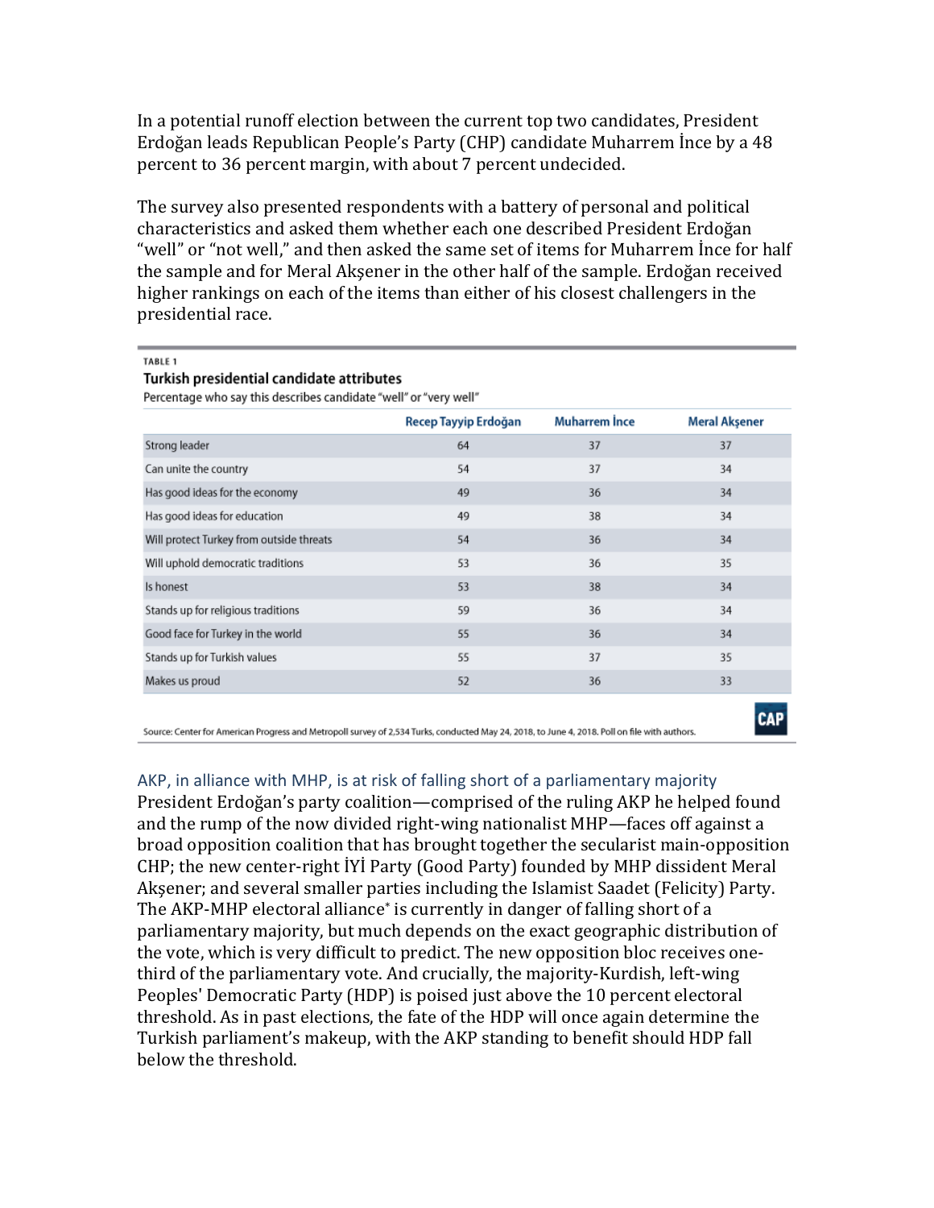In a potential runoff election between the current top two candidates, President Erdoğan leads Republican People's Party (CHP) candidate Muharrem İnce by a 48 percent to 36 percent margin, with about 7 percent undecided.

The survey also presented respondents with a battery of personal and political characteristics and asked them whether each one described President Erdoğan "well" or "not well," and then asked the same set of items for Muharrem İnce for half the sample and for Meral Akşener in the other half of the sample. Erdoğan received higher rankings on each of the items than either of his closest challengers in the presidential race.

TABLE 1

**Turkish presidential candidate attributes**

Percentage who say this describes candidate "well" or "very well"

| | Recep Tayyip Erdoğan | Muharrem İnce | Meral Akşener |
|---|---|---|---|
| Strong leader | 64 | 37 | 37 |
| Can unite the country | 54 | 37 | 34 |
| Has good ideas for the economy | 49 | 36 | 34 |
| Has good ideas for education | 49 | 38 | 34 |
| Will protect Turkey from outside threats | 54 | 36 | 34 |
| Will uphold democratic traditions | 53 | 36 | 35 |
| Is honest | 53 | 38 | 34 |
| Stands up for religious traditions | 59 | 36 | 34 |
| Good face for Turkey in the world | 55 | 36 | 34 |
| Stands up for Turkish values | 55 | 37 | 35 |
| Makes us proud | 52 | 36 | 33 |

Source: Center for American Progress and Metropoll survey of 2,534 Turks, conducted May 24, 2018, to June 4, 2018. Poll on file with authors.

### AKP, in alliance with MHP, is at risk of falling short of a parliamentary majority

President Erdoğan's party coalition—comprised of the ruling AKP he helped found and the rump of the now divided right-wing nationalist MHP—faces off against a broad opposition coalition that has brought together the secularist main-opposition CHP; the new center-right İYİ Party (Good Party) founded by MHP dissident Meral Akşener; and several smaller parties including the Islamist Saadet (Felicity) Party. The AKP-MHP electoral alliance* is currently in danger of falling short of a parliamentary majority, but much depends on the exact geographic distribution of the vote, which is very difficult to predict. The new opposition bloc receives one-third of the parliamentary vote. And crucially, the majority-Kurdish, left-wing Peoples' Democratic Party (HDP) is poised just above the 10 percent electoral threshold. As in past elections, the fate of the HDP will once again determine the Turkish parliament's makeup, with the AKP standing to benefit should HDP fall below the threshold.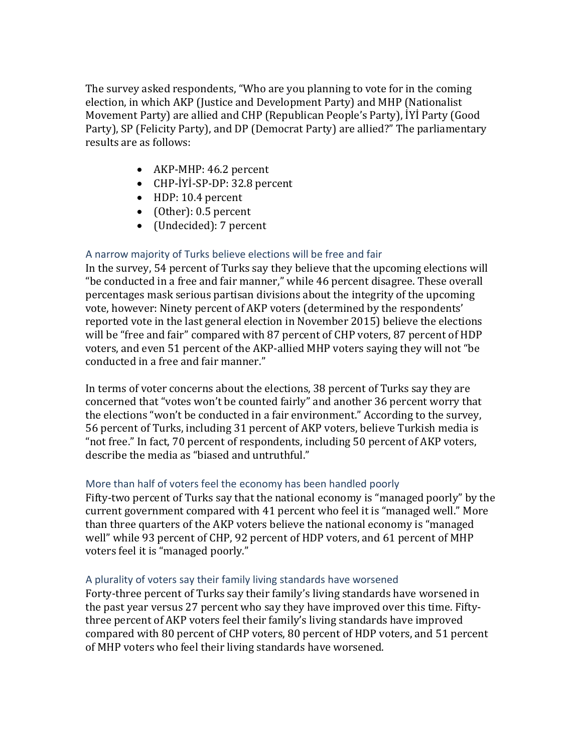The survey asked respondents, "Who are you planning to vote for in the coming election, in which AKP (Justice and Development Party) and MHP (Nationalist Movement Party) are allied and CHP (Republican People's Party), İYİ Party (Good Party), SP (Felicity Party), and DP (Democrat Party) are allied?" The parliamentary results are as follows:

- AKP-MHP: 46.2 percent
- CHP-İYİ-SP-DP: 32.8 percent
- HDP: 10.4 percent
- (Other): 0.5 percent
- (Undecided): 7 percent

### A narrow majority of Turks believe elections will be free and fair

In the survey, 54 percent of Turks say they believe that the upcoming elections will "be conducted in a free and fair manner," while 46 percent disagree. These overall percentages mask serious partisan divisions about the integrity of the upcoming vote, however: Ninety percent of AKP voters (determined by the respondents' reported vote in the last general election in November 2015) believe the elections will be "free and fair" compared with 87 percent of CHP voters, 87 percent of HDP voters, and even 51 percent of the AKP-allied MHP voters saying they will not "be conducted in a free and fair manner."

In terms of voter concerns about the elections, 38 percent of Turks say they are concerned that "votes won't be counted fairly" and another 36 percent worry that the elections "won't be conducted in a fair environment." According to the survey, 56 percent of Turks, including 31 percent of AKP voters, believe Turkish media is "not free." In fact, 70 percent of respondents, including 50 percent of AKP voters, describe the media as "biased and untruthful."

### More than half of voters feel the economy has been handled poorly

Fifty-two percent of Turks say that the national economy is "managed poorly" by the current government compared with 41 percent who feel it is "managed well." More than three quarters of the AKP voters believe the national economy is "managed well" while 93 percent of CHP, 92 percent of HDP voters, and 61 percent of MHP voters feel it is "managed poorly."

### A plurality of voters say their family living standards have worsened

Forty-three percent of Turks say their family's living standards have worsened in the past year versus 27 percent who say they have improved over this time. Fifty-three percent of AKP voters feel their family's living standards have improved compared with 80 percent of CHP voters, 80 percent of HDP voters, and 51 percent of MHP voters who feel their living standards have worsened.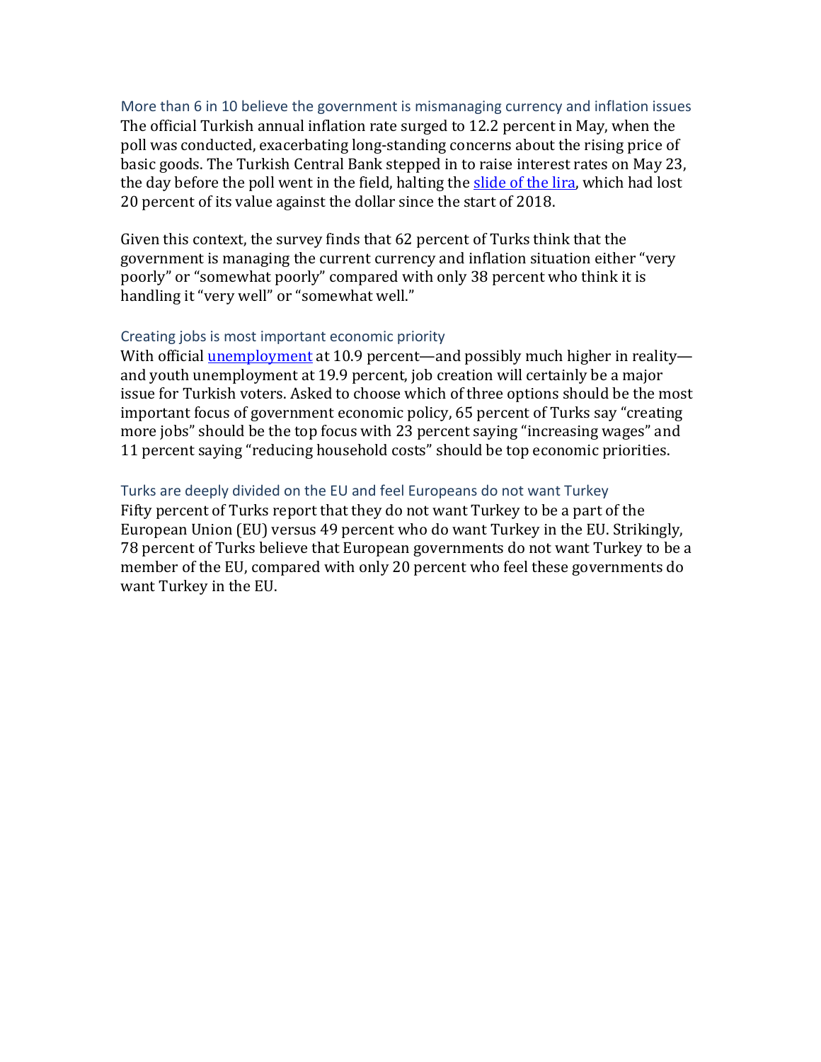### More than 6 in 10 believe the government is mismanaging currency and inflation issues

The official Turkish annual inflation rate surged to 12.2 percent in May, when the poll was conducted, exacerbating long-standing concerns about the rising price of basic goods. The Turkish Central Bank stepped in to raise interest rates on May 23, the day before the poll went in the field, halting the slide of the lira, which had lost 20 percent of its value against the dollar since the start of 2018.

Given this context, the survey finds that 62 percent of Turks think that the government is managing the current currency and inflation situation either "very poorly" or "somewhat poorly" compared with only 38 percent who think it is handling it "very well" or "somewhat well."

### Creating jobs is most important economic priority

With official unemployment at 10.9 percent—and possibly much higher in reality—and youth unemployment at 19.9 percent, job creation will certainly be a major issue for Turkish voters. Asked to choose which of three options should be the most important focus of government economic policy, 65 percent of Turks say "creating more jobs" should be the top focus with 23 percent saying "increasing wages" and 11 percent saying "reducing household costs" should be top economic priorities.

### Turks are deeply divided on the EU and feel Europeans do not want Turkey

Fifty percent of Turks report that they do not want Turkey to be a part of the European Union (EU) versus 49 percent who do want Turkey in the EU. Strikingly, 78 percent of Turks believe that European governments do not want Turkey to be a member of the EU, compared with only 20 percent who feel these governments do want Turkey in the EU.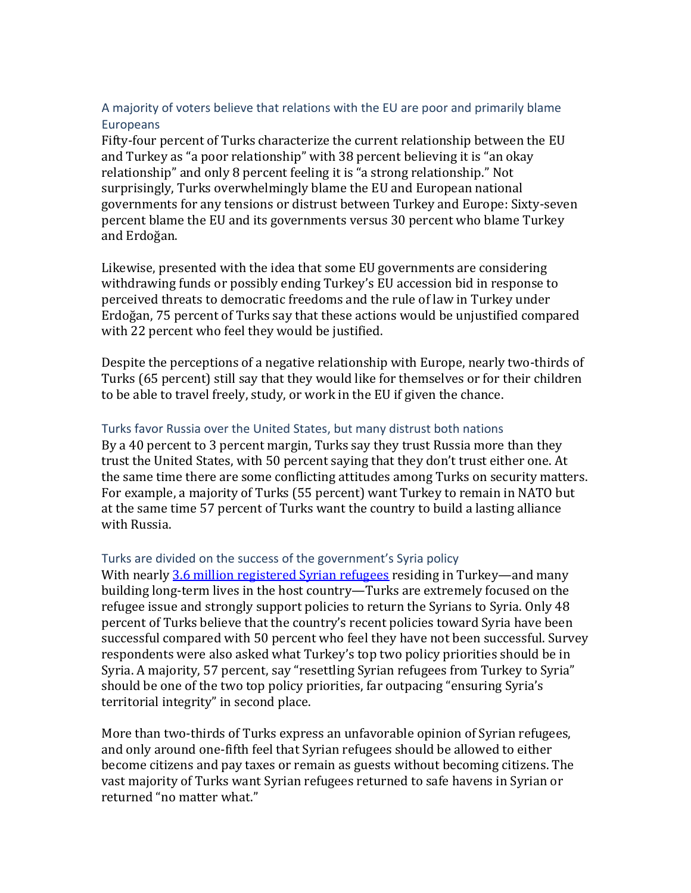### A majority of voters believe that relations with the EU are poor and primarily blame Europeans

Fifty-four percent of Turks characterize the current relationship between the EU and Turkey as "a poor relationship" with 38 percent believing it is "an okay relationship" and only 8 percent feeling it is "a strong relationship." Not surprisingly, Turks overwhelmingly blame the EU and European national governments for any tensions or distrust between Turkey and Europe: Sixty-seven percent blame the EU and its governments versus 30 percent who blame Turkey and Erdoğan.

Likewise, presented with the idea that some EU governments are considering withdrawing funds or possibly ending Turkey's EU accession bid in response to perceived threats to democratic freedoms and the rule of law in Turkey under Erdoğan, 75 percent of Turks say that these actions would be unjustified compared with 22 percent who feel they would be justified.

Despite the perceptions of a negative relationship with Europe, nearly two-thirds of Turks (65 percent) still say that they would like for themselves or for their children to be able to travel freely, study, or work in the EU if given the chance.

### Turks favor Russia over the United States, but many distrust both nations

By a 40 percent to 3 percent margin, Turks say they trust Russia more than they trust the United States, with 50 percent saying that they don't trust either one. At the same time there are some conflicting attitudes among Turks on security matters. For example, a majority of Turks (55 percent) want Turkey to remain in NATO but at the same time 57 percent of Turks want the country to build a lasting alliance with Russia.

### Turks are divided on the success of the government's Syria policy

With nearly [3.6 million registered Syrian refugees] residing in Turkey—and many building long-term lives in the host country—Turks are extremely focused on the refugee issue and strongly support policies to return the Syrians to Syria. Only 48 percent of Turks believe that the country's recent policies toward Syria have been successful compared with 50 percent who feel they have not been successful. Survey respondents were also asked what Turkey's top two policy priorities should be in Syria. A majority, 57 percent, say "resettling Syrian refugees from Turkey to Syria" should be one of the two top policy priorities, far outpacing "ensuring Syria's territorial integrity" in second place.

More than two-thirds of Turks express an unfavorable opinion of Syrian refugees, and only around one-fifth feel that Syrian refugees should be allowed to either become citizens and pay taxes or remain as guests without becoming citizens. The vast majority of Turks want Syrian refugees returned to safe havens in Syrian or returned "no matter what."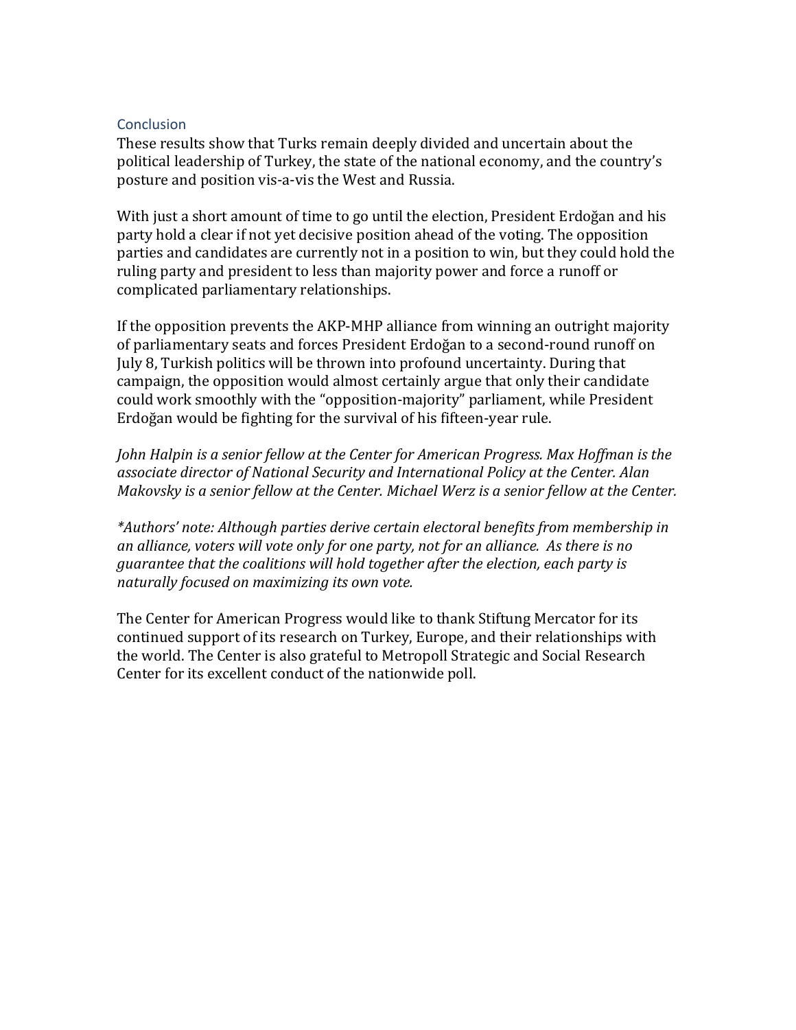## Conclusion

These results show that Turks remain deeply divided and uncertain about the political leadership of Turkey, the state of the national economy, and the country's posture and position vis-a-vis the West and Russia.

With just a short amount of time to go until the election, President Erdoğan and his party hold a clear if not yet decisive position ahead of the voting. The opposition parties and candidates are currently not in a position to win, but they could hold the ruling party and president to less than majority power and force a runoff or complicated parliamentary relationships.

If the opposition prevents the AKP-MHP alliance from winning an outright majority of parliamentary seats and forces President Erdoğan to a second-round runoff on July 8, Turkish politics will be thrown into profound uncertainty. During that campaign, the opposition would almost certainly argue that only their candidate could work smoothly with the "opposition-majority" parliament, while President Erdoğan would be fighting for the survival of his fifteen-year rule.

*John Halpin is a senior fellow at the Center for American Progress. Max Hoffman is the associate director of National Security and International Policy at the Center. Alan Makovsky is a senior fellow at the Center. Michael Werz is a senior fellow at the Center.*

**Authors' note: Although parties derive certain electoral benefits from membership in an alliance, voters will vote only for one party, not for an alliance. As there is no guarantee that the coalitions will hold together after the election, each party is naturally focused on maximizing its own vote.*

The Center for American Progress would like to thank Stiftung Mercator for its continued support of its research on Turkey, Europe, and their relationships with the world. The Center is also grateful to Metropoll Strategic and Social Research Center for its excellent conduct of the nationwide poll.